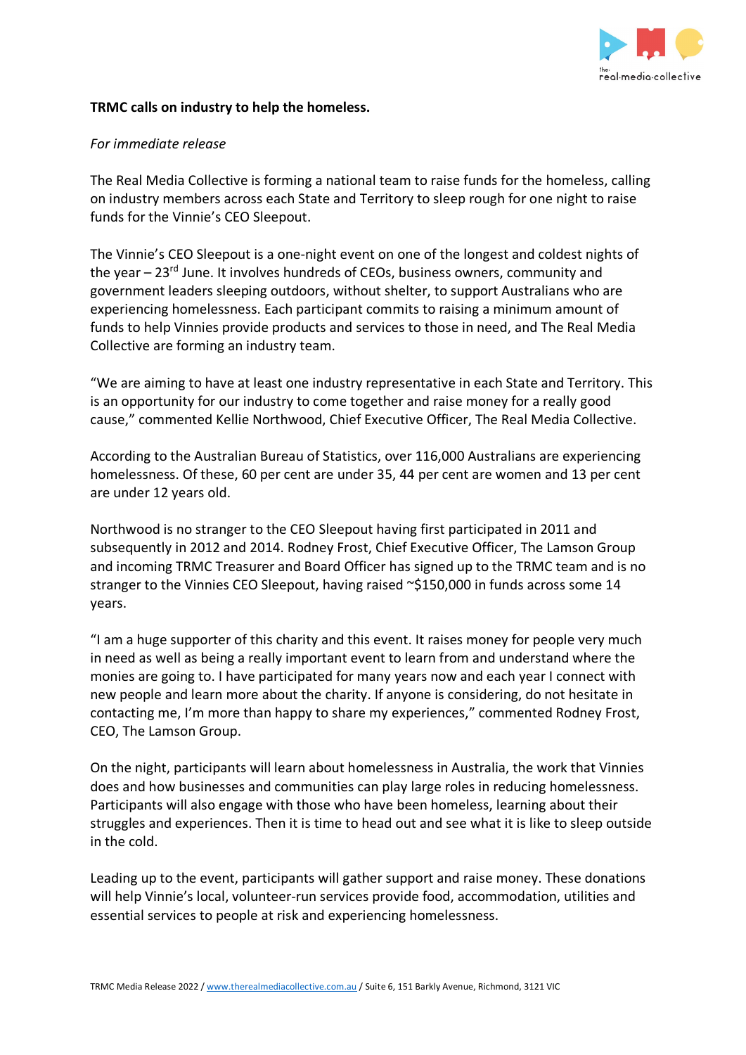**TRMC calls on industry to help the homeless.**

*For immediate release*

The Real Media Collective is forming a national team to raise funds for the homeless, calling on industry members across each State and Territory to sleep rough for one night to raise funds for the Vinnie's CEO Sleepout.

The Vinnie's CEO Sleepout is a one-night event on one of the longest and coldest nights of the year – 23rd June. It involves hundreds of CEOs, business owners, community and government leaders sleeping outdoors, without shelter, to support Australians who are experiencing homelessness. Each participant commits to raising a minimum amount of funds to help Vinnies provide products and services to those in need, and The Real Media Collective are forming an industry team.

"We are aiming to have at least one industry representative in each State and Territory. This is an opportunity for our industry to come together and raise money for a really good cause," commented Kellie Northwood, Chief Executive Officer, The Real Media Collective.

According to the Australian Bureau of Statistics, over 116,000 Australians are experiencing homelessness. Of these, 60 per cent are under 35, 44 per cent are women and 13 per cent are under 12 years old.

Northwood is no stranger to the CEO Sleepout having first participated in 2011 and subsequently in 2012 and 2014. Rodney Frost, Chief Executive Officer, The Lamson Group and incoming TRMC Treasurer and Board Officer has signed up to the TRMC team and is no stranger to the Vinnies CEO Sleepout, having raised ~$150,000 in funds across some 14 years.

"I am a huge supporter of this charity and this event. It raises money for people very much in need as well as being a really important event to learn from and understand where the monies are going to. I have participated for many years now and each year I connect with new people and learn more about the charity. If anyone is considering, do not hesitate in contacting me, I'm more than happy to share my experiences," commented Rodney Frost, CEO, The Lamson Group.

On the night, participants will learn about homelessness in Australia, the work that Vinnies does and how businesses and communities can play large roles in reducing homelessness. Participants will also engage with those who have been homeless, learning about their struggles and experiences. Then it is time to head out and see what it is like to sleep outside in the cold.

Leading up to the event, participants will gather support and raise money. These donations will help Vinnie's local, volunteer-run services provide food, accommodation, utilities and essential services to people at risk and experiencing homelessness.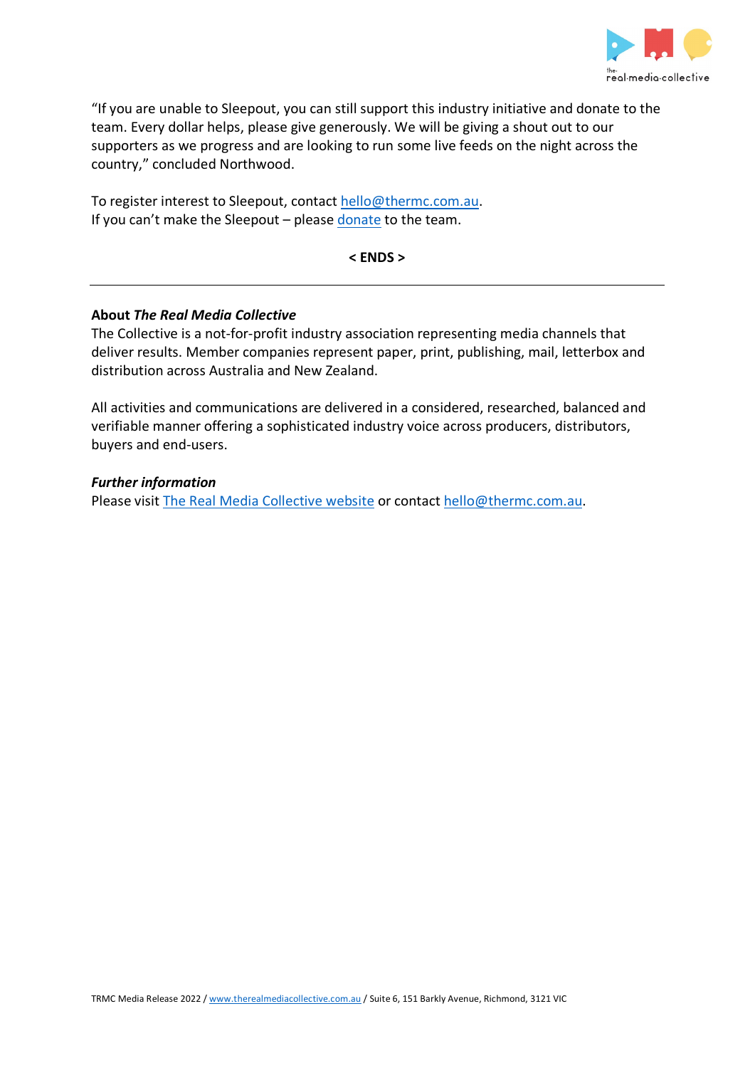"If you are unable to Sleepout, you can still support this industry initiative and donate to the team. Every dollar helps, please give generously. We will be giving a shout out to our supporters as we progress and are looking to run some live feeds on the night across the country," concluded Northwood.

To register interest to Sleepout, contact hello@thermc.com.au.
If you can't make the Sleepout – please donate to the team.

**< ENDS >**

---

**About *The Real Media Collective***
The Collective is a not-for-profit industry association representing media channels that deliver results. Member companies represent paper, print, publishing, mail, letterbox and distribution across Australia and New Zealand.

All activities and communications are delivered in a considered, researched, balanced and verifiable manner offering a sophisticated industry voice across producers, distributors, buyers and end-users.

***Further information***
Please visit The Real Media Collective website or contact hello@thermc.com.au.

TRMC Media Release 2022 / www.therealmediacollective.com.au / Suite 6, 151 Barkly Avenue, Richmond, 3121 VIC